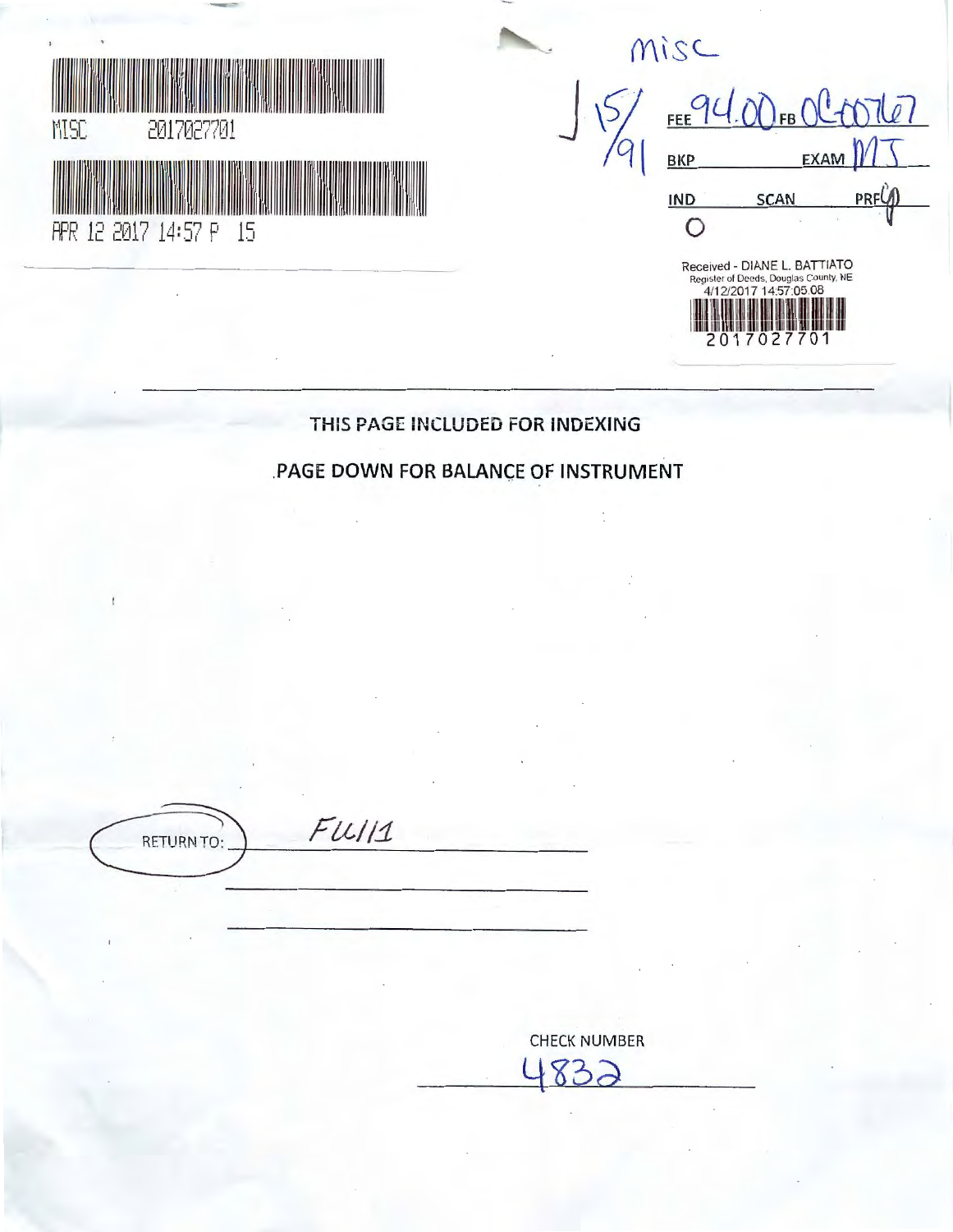MISC 2017027701

APR 12 2017 14:57 P 15

misc

15/91

FEE 94.00 FB 0C-00767

BKP EXAM MJ

IND SCAN PRF

Received - DIANE L. BATTIATO
Register of Deeds, Douglas County, NE
4/12/2017 14:57:05.08

2017027701

THIS PAGE INCLUDED FOR INDEXING

PAGE DOWN FOR BALANCE OF INSTRUMENT

RETURN TO: FW/11

CHECK NUMBER

4832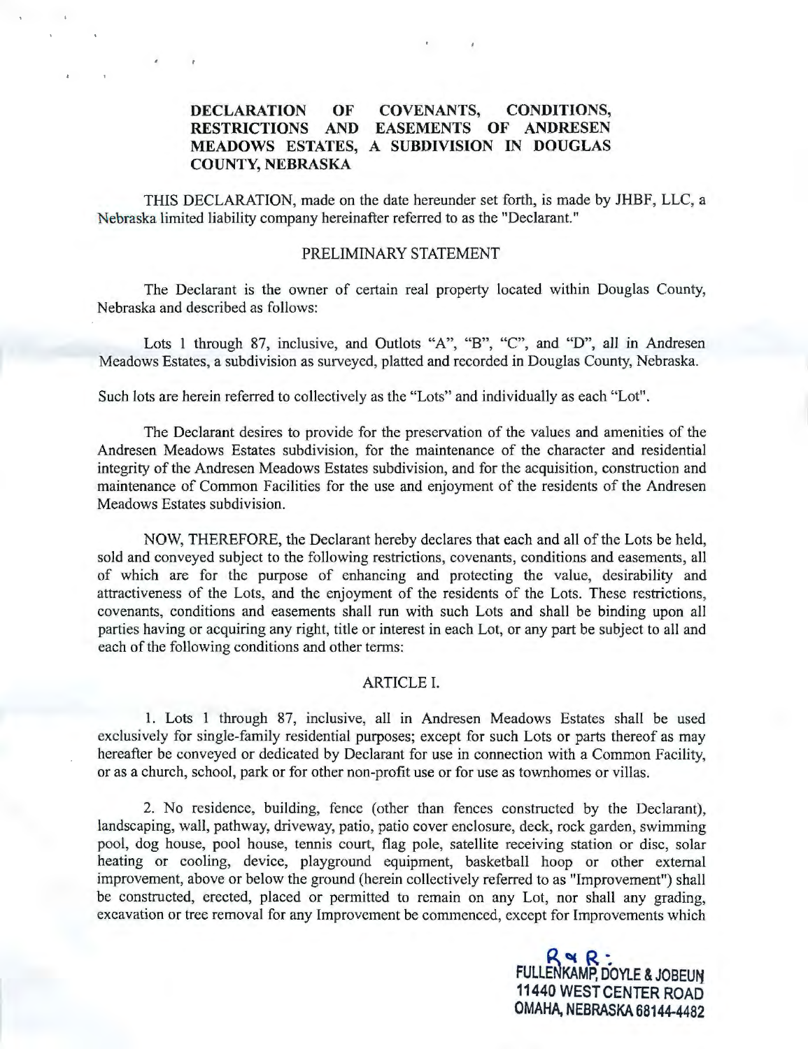# DECLARATION OF COVENANTS, CONDITIONS, RESTRICTIONS AND EASEMENTS OF ANDRESEN MEADOWS ESTATES, A SUBDIVISION IN DOUGLAS COUNTY, NEBRASKA

THIS DECLARATION, made on the date hereunder set forth, is made by JHBF, LLC, a Nebraska limited liability company hereinafter referred to as the "Declarant."

## PRELIMINARY STATEMENT

The Declarant is the owner of certain real property located within Douglas County, Nebraska and described as follows:

Lots 1 through 87, inclusive, and Outlots "A", "B", "C", and "D", all in Andresen Meadows Estates, a subdivision as surveyed, platted and recorded in Douglas County, Nebraska.

Such lots are herein referred to collectively as the "Lots" and individually as each "Lot".

The Declarant desires to provide for the preservation of the values and amenities of the Andresen Meadows Estates subdivision, for the maintenance of the character and residential integrity of the Andresen Meadows Estates subdivision, and for the acquisition, construction and maintenance of Common Facilities for the use and enjoyment of the residents of the Andresen Meadows Estates subdivision.

NOW, THEREFORE, the Declarant hereby declares that each and all of the Lots be held, sold and conveyed subject to the following restrictions, covenants, conditions and easements, all of which are for the purpose of enhancing and protecting the value, desirability and attractiveness of the Lots, and the enjoyment of the residents of the Lots. These restrictions, covenants, conditions and easements shall run with such Lots and shall be binding upon all parties having or acquiring any right, title or interest in each Lot, or any part be subject to all and each of the following conditions and other terms:

## ARTICLE I.

1. Lots 1 through 87, inclusive, all in Andresen Meadows Estates shall be used exclusively for single-family residential purposes; except for such Lots or parts thereof as may hereafter be conveyed or dedicated by Declarant for use in connection with a Common Facility, or as a church, school, park or for other non-profit use or for use as townhomes or villas.

2. No residence, building, fence (other than fences constructed by the Declarant), landscaping, wall, pathway, driveway, patio, patio cover enclosure, deck, rock garden, swimming pool, dog house, pool house, tennis court, flag pole, satellite receiving station or disc, solar heating or cooling, device, playground equipment, basketball hoop or other external improvement, above or below the ground (herein collectively referred to as "Improvement") shall be constructed, erected, placed or permitted to remain on any Lot, nor shall any grading, excavation or tree removal for any Improvement be commenced, except for Improvements which

R & R:
FULLENKAMP, DOYLE & JOBEUN
11440 WEST CENTER ROAD
OMAHA, NEBRASKA 68144-4482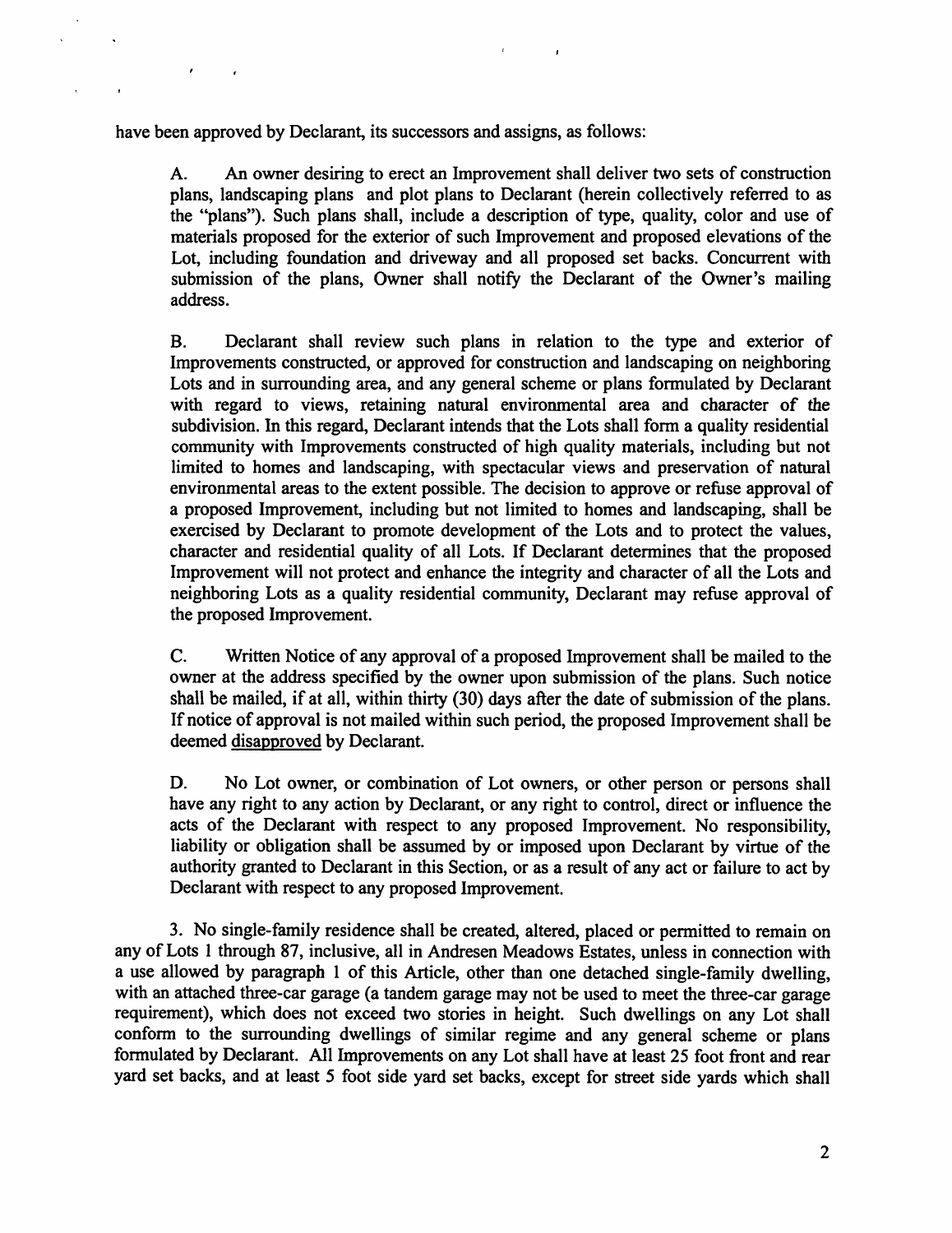have been approved by Declarant, its successors and assigns, as follows:

A. An owner desiring to erect an Improvement shall deliver two sets of construction plans, landscaping plans and plot plans to Declarant (herein collectively referred to as the "plans"). Such plans shall, include a description of type, quality, color and use of materials proposed for the exterior of such Improvement and proposed elevations of the Lot, including foundation and driveway and all proposed set backs. Concurrent with submission of the plans, Owner shall notify the Declarant of the Owner's mailing address.

B. Declarant shall review such plans in relation to the type and exterior of Improvements constructed, or approved for construction and landscaping on neighboring Lots and in surrounding area, and any general scheme or plans formulated by Declarant with regard to views, retaining natural environmental area and character of the subdivision. In this regard, Declarant intends that the Lots shall form a quality residential community with Improvements constructed of high quality materials, including but not limited to homes and landscaping, with spectacular views and preservation of natural environmental areas to the extent possible. The decision to approve or refuse approval of a proposed Improvement, including but not limited to homes and landscaping, shall be exercised by Declarant to promote development of the Lots and to protect the values, character and residential quality of all Lots. If Declarant determines that the proposed Improvement will not protect and enhance the integrity and character of all the Lots and neighboring Lots as a quality residential community, Declarant may refuse approval of the proposed Improvement.

C. Written Notice of any approval of a proposed Improvement shall be mailed to the owner at the address specified by the owner upon submission of the plans. Such notice shall be mailed, if at all, within thirty (30) days after the date of submission of the plans. If notice of approval is not mailed within such period, the proposed Improvement shall be deemed <u>disapproved</u> by Declarant.

D. No Lot owner, or combination of Lot owners, or other person or persons shall have any right to any action by Declarant, or any right to control, direct or influence the acts of the Declarant with respect to any proposed Improvement. No responsibility, liability or obligation shall be assumed by or imposed upon Declarant by virtue of the authority granted to Declarant in this Section, or as a result of any act or failure to act by Declarant with respect to any proposed Improvement.

3. No single-family residence shall be created, altered, placed or permitted to remain on any of Lots 1 through 87, inclusive, all in Andresen Meadows Estates, unless in connection with a use allowed by paragraph 1 of this Article, other than one detached single-family dwelling, with an attached three-car garage (a tandem garage may not be used to meet the three-car garage requirement), which does not exceed two stories in height. Such dwellings on any Lot shall conform to the surrounding dwellings of similar regime and any general scheme or plans formulated by Declarant. All Improvements on any Lot shall have at least 25 foot front and rear yard set backs, and at least 5 foot side yard set backs, except for street side yards which shall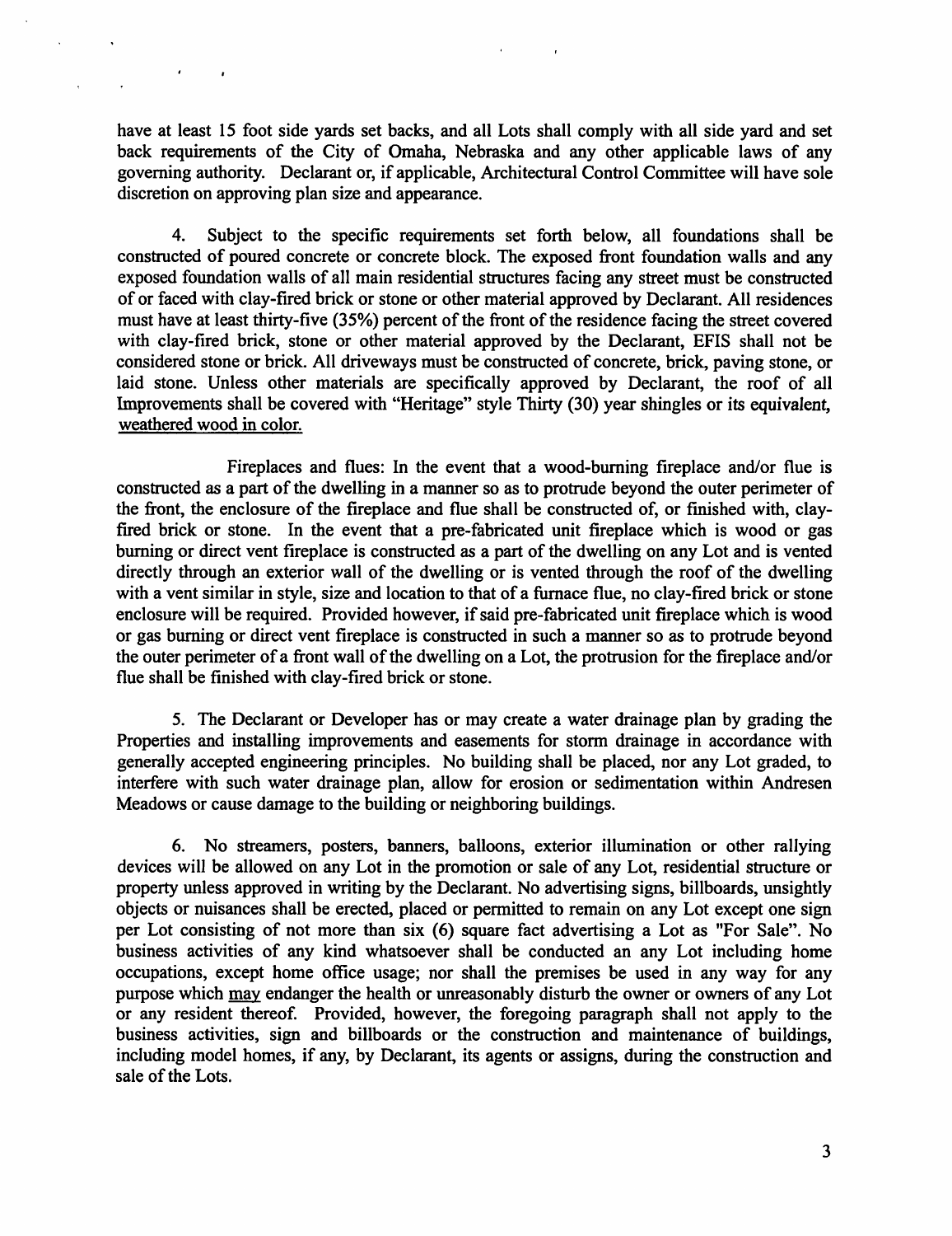have at least 15 foot side yards set backs, and all Lots shall comply with all side yard and set back requirements of the City of Omaha, Nebraska and any other applicable laws of any governing authority. Declarant or, if applicable, Architectural Control Committee will have sole discretion on approving plan size and appearance.

4. Subject to the specific requirements set forth below, all foundations shall be constructed of poured concrete or concrete block. The exposed front foundation walls and any exposed foundation walls of all main residential structures facing any street must be constructed of or faced with clay-fired brick or stone or other material approved by Declarant. All residences must have at least thirty-five (35%) percent of the front of the residence facing the street covered with clay-fired brick, stone or other material approved by the Declarant, EFIS shall not be considered stone or brick. All driveways must be constructed of concrete, brick, paving stone, or laid stone. Unless other materials are specifically approved by Declarant, the roof of all Improvements shall be covered with "Heritage" style Thirty (30) year shingles or its equivalent, <u>weathered wood in color.</u>

Fireplaces and flues: In the event that a wood-burning fireplace and/or flue is constructed as a part of the dwelling in a manner so as to protrude beyond the outer perimeter of the front, the enclosure of the fireplace and flue shall be constructed of, or finished with, clay-fired brick or stone. In the event that a pre-fabricated unit fireplace which is wood or gas burning or direct vent fireplace is constructed as a part of the dwelling on any Lot and is vented directly through an exterior wall of the dwelling or is vented through the roof of the dwelling with a vent similar in style, size and location to that of a furnace flue, no clay-fired brick or stone enclosure will be required. Provided however, if said pre-fabricated unit fireplace which is wood or gas burning or direct vent fireplace is constructed in such a manner so as to protrude beyond the outer perimeter of a front wall of the dwelling on a Lot, the protrusion for the fireplace and/or flue shall be finished with clay-fired brick or stone.

5. The Declarant or Developer has or may create a water drainage plan by grading the Properties and installing improvements and easements for storm drainage in accordance with generally accepted engineering principles. No building shall be placed, nor any Lot graded, to interfere with such water drainage plan, allow for erosion or sedimentation within Andresen Meadows or cause damage to the building or neighboring buildings.

6. No streamers, posters, banners, balloons, exterior illumination or other rallying devices will be allowed on any Lot in the promotion or sale of any Lot, residential structure or property unless approved in writing by the Declarant. No advertising signs, billboards, unsightly objects or nuisances shall be erected, placed or permitted to remain on any Lot except one sign per Lot consisting of not more than six (6) square fact advertising a Lot as "For Sale". No business activities of any kind whatsoever shall be conducted an any Lot including home occupations, except home office usage; nor shall the premises be used in any way for any purpose which <u>may</u> endanger the health or unreasonably disturb the owner or owners of any Lot or any resident thereof. Provided, however, the foregoing paragraph shall not apply to the business activities, sign and billboards or the construction and maintenance of buildings, including model homes, if any, by Declarant, its agents or assigns, during the construction and sale of the Lots.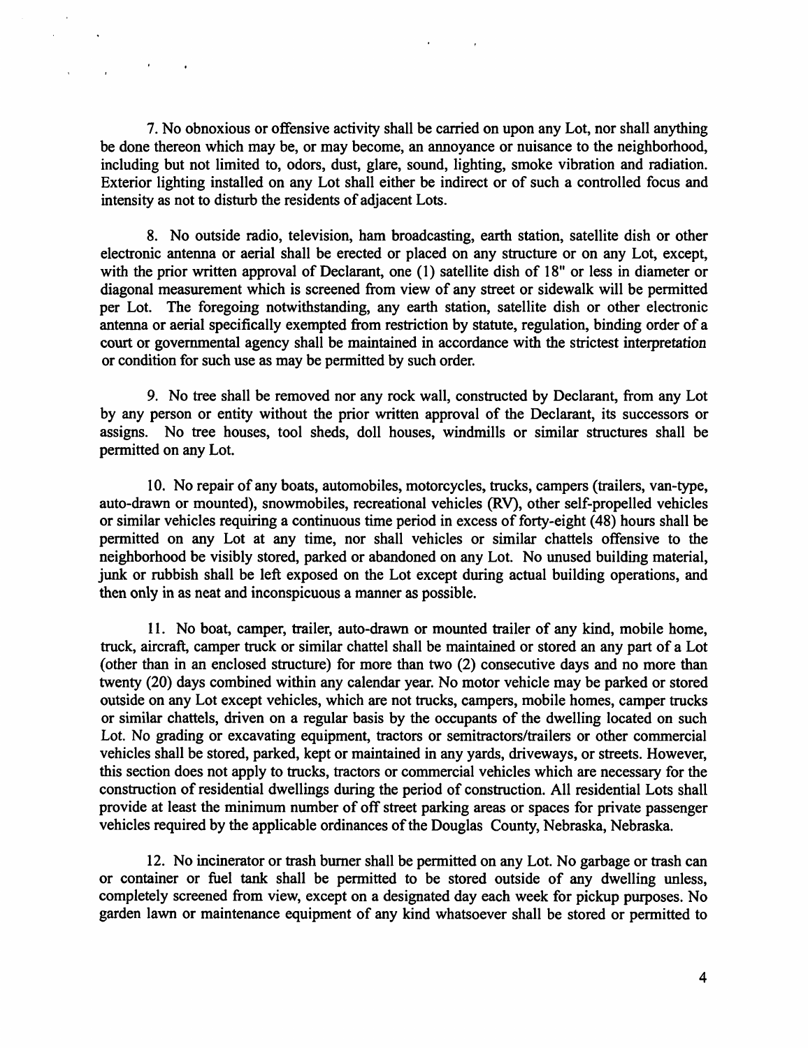7. No obnoxious or offensive activity shall be carried on upon any Lot, nor shall anything be done thereon which may be, or may become, an annoyance or nuisance to the neighborhood, including but not limited to, odors, dust, glare, sound, lighting, smoke vibration and radiation. Exterior lighting installed on any Lot shall either be indirect or of such a controlled focus and intensity as not to disturb the residents of adjacent Lots.

8. No outside radio, television, ham broadcasting, earth station, satellite dish or other electronic antenna or aerial shall be erected or placed on any structure or on any Lot, except, with the prior written approval of Declarant, one (1) satellite dish of 18" or less in diameter or diagonal measurement which is screened from view of any street or sidewalk will be permitted per Lot. The foregoing notwithstanding, any earth station, satellite dish or other electronic antenna or aerial specifically exempted from restriction by statute, regulation, binding order of a court or governmental agency shall be maintained in accordance with the strictest interpretation or condition for such use as may be permitted by such order.

9. No tree shall be removed nor any rock wall, constructed by Declarant, from any Lot by any person or entity without the prior written approval of the Declarant, its successors or assigns. No tree houses, tool sheds, doll houses, windmills or similar structures shall be permitted on any Lot.

10. No repair of any boats, automobiles, motorcycles, trucks, campers (trailers, van-type, auto-drawn or mounted), snowmobiles, recreational vehicles (RV), other self-propelled vehicles or similar vehicles requiring a continuous time period in excess of forty-eight (48) hours shall be permitted on any Lot at any time, nor shall vehicles or similar chattels offensive to the neighborhood be visibly stored, parked or abandoned on any Lot. No unused building material, junk or rubbish shall be left exposed on the Lot except during actual building operations, and then only in as neat and inconspicuous a manner as possible.

11. No boat, camper, trailer, auto-drawn or mounted trailer of any kind, mobile home, truck, aircraft, camper truck or similar chattel shall be maintained or stored an any part of a Lot (other than in an enclosed structure) for more than two (2) consecutive days and no more than twenty (20) days combined within any calendar year. No motor vehicle may be parked or stored outside on any Lot except vehicles, which are not trucks, campers, mobile homes, camper trucks or similar chattels, driven on a regular basis by the occupants of the dwelling located on such Lot. No grading or excavating equipment, tractors or semitractors/trailers or other commercial vehicles shall be stored, parked, kept or maintained in any yards, driveways, or streets. However, this section does not apply to trucks, tractors or commercial vehicles which are necessary for the construction of residential dwellings during the period of construction. All residential Lots shall provide at least the minimum number of off street parking areas or spaces for private passenger vehicles required by the applicable ordinances of the Douglas County, Nebraska, Nebraska.

12. No incinerator or trash burner shall be permitted on any Lot. No garbage or trash can or container or fuel tank shall be permitted to be stored outside of any dwelling unless, completely screened from view, except on a designated day each week for pickup purposes. No garden lawn or maintenance equipment of any kind whatsoever shall be stored or permitted to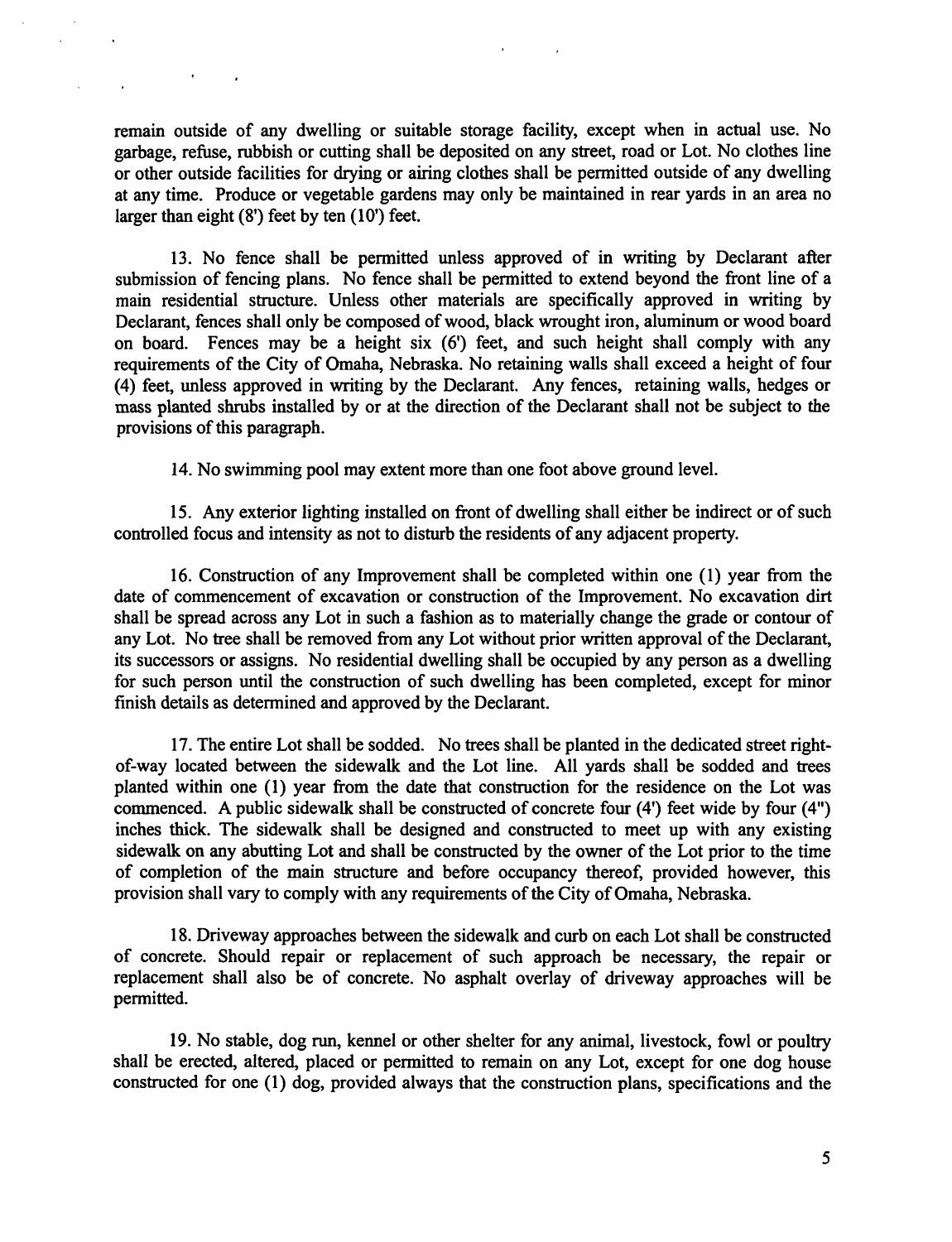remain outside of any dwelling or suitable storage facility, except when in actual use. No garbage, refuse, rubbish or cutting shall be deposited on any street, road or Lot. No clothes line or other outside facilities for drying or airing clothes shall be permitted outside of any dwelling at any time. Produce or vegetable gardens may only be maintained in rear yards in an area no larger than eight (8') feet by ten (10') feet.

13. No fence shall be permitted unless approved of in writing by Declarant after submission of fencing plans. No fence shall be permitted to extend beyond the front line of a main residential structure. Unless other materials are specifically approved in writing by Declarant, fences shall only be composed of wood, black wrought iron, aluminum or wood board on board. Fences may be a height six (6') feet, and such height shall comply with any requirements of the City of Omaha, Nebraska. No retaining walls shall exceed a height of four (4) feet, unless approved in writing by the Declarant. Any fences, retaining walls, hedges or mass planted shrubs installed by or at the direction of the Declarant shall not be subject to the provisions of this paragraph.

14. No swimming pool may extent more than one foot above ground level.

15. Any exterior lighting installed on front of dwelling shall either be indirect or of such controlled focus and intensity as not to disturb the residents of any adjacent property.

16. Construction of any Improvement shall be completed within one (1) year from the date of commencement of excavation or construction of the Improvement. No excavation dirt shall be spread across any Lot in such a fashion as to materially change the grade or contour of any Lot. No tree shall be removed from any Lot without prior written approval of the Declarant, its successors or assigns. No residential dwelling shall be occupied by any person as a dwelling for such person until the construction of such dwelling has been completed, except for minor finish details as determined and approved by the Declarant.

17. The entire Lot shall be sodded. No trees shall be planted in the dedicated street right-of-way located between the sidewalk and the Lot line. All yards shall be sodded and trees planted within one (1) year from the date that construction for the residence on the Lot was commenced. A public sidewalk shall be constructed of concrete four (4') feet wide by four (4") inches thick. The sidewalk shall be designed and constructed to meet up with any existing sidewalk on any abutting Lot and shall be constructed by the owner of the Lot prior to the time of completion of the main structure and before occupancy thereof, provided however, this provision shall vary to comply with any requirements of the City of Omaha, Nebraska.

18. Driveway approaches between the sidewalk and curb on each Lot shall be constructed of concrete. Should repair or replacement of such approach be necessary, the repair or replacement shall also be of concrete. No asphalt overlay of driveway approaches will be permitted.

19. No stable, dog run, kennel or other shelter for any animal, livestock, fowl or poultry shall be erected, altered, placed or permitted to remain on any Lot, except for one dog house constructed for one (1) dog, provided always that the construction plans, specifications and the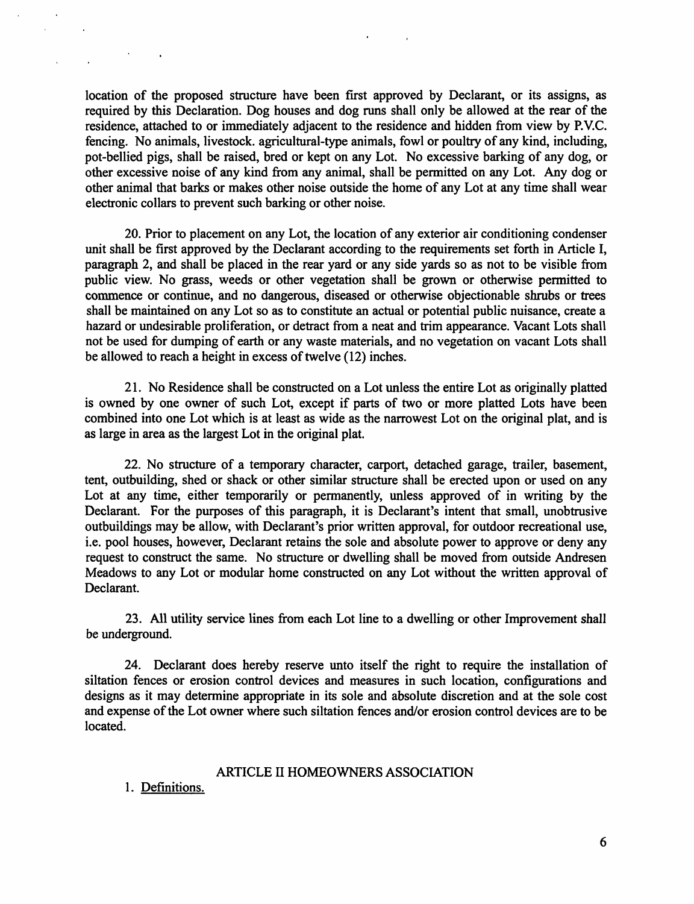location of the proposed structure have been first approved by Declarant, or its assigns, as required by this Declaration. Dog houses and dog runs shall only be allowed at the rear of the residence, attached to or immediately adjacent to the residence and hidden from view by P.V.C. fencing. No animals, livestock. agricultural-type animals, fowl or poultry of any kind, including, pot-bellied pigs, shall be raised, bred or kept on any Lot. No excessive barking of any dog, or other excessive noise of any kind from any animal, shall be permitted on any Lot. Any dog or other animal that barks or makes other noise outside the home of any Lot at any time shall wear electronic collars to prevent such barking or other noise.

20. Prior to placement on any Lot, the location of any exterior air conditioning condenser unit shall be first approved by the Declarant according to the requirements set forth in Article I, paragraph 2, and shall be placed in the rear yard or any side yards so as not to be visible from public view. No grass, weeds or other vegetation shall be grown or otherwise permitted to commence or continue, and no dangerous, diseased or otherwise objectionable shrubs or trees shall be maintained on any Lot so as to constitute an actual or potential public nuisance, create a hazard or undesirable proliferation, or detract from a neat and trim appearance. Vacant Lots shall not be used for dumping of earth or any waste materials, and no vegetation on vacant Lots shall be allowed to reach a height in excess of twelve (12) inches.

21. No Residence shall be constructed on a Lot unless the entire Lot as originally platted is owned by one owner of such Lot, except if parts of two or more platted Lots have been combined into one Lot which is at least as wide as the narrowest Lot on the original plat, and is as large in area as the largest Lot in the original plat.

22. No structure of a temporary character, carport, detached garage, trailer, basement, tent, outbuilding, shed or shack or other similar structure shall be erected upon or used on any Lot at any time, either temporarily or permanently, unless approved of in writing by the Declarant. For the purposes of this paragraph, it is Declarant's intent that small, unobtrusive outbuildings may be allow, with Declarant's prior written approval, for outdoor recreational use, i.e. pool houses, however, Declarant retains the sole and absolute power to approve or deny any request to construct the same. No structure or dwelling shall be moved from outside Andresen Meadows to any Lot or modular home constructed on any Lot without the written approval of Declarant.

23. All utility service lines from each Lot line to a dwelling or other Improvement shall be underground.

24. Declarant does hereby reserve unto itself the right to require the installation of siltation fences or erosion control devices and measures in such location, configurations and designs as it may determine appropriate in its sole and absolute discretion and at the sole cost and expense of the Lot owner where such siltation fences and/or erosion control devices are to be located.

## ARTICLE II HOMEOWNERS ASSOCIATION

1. Definitions.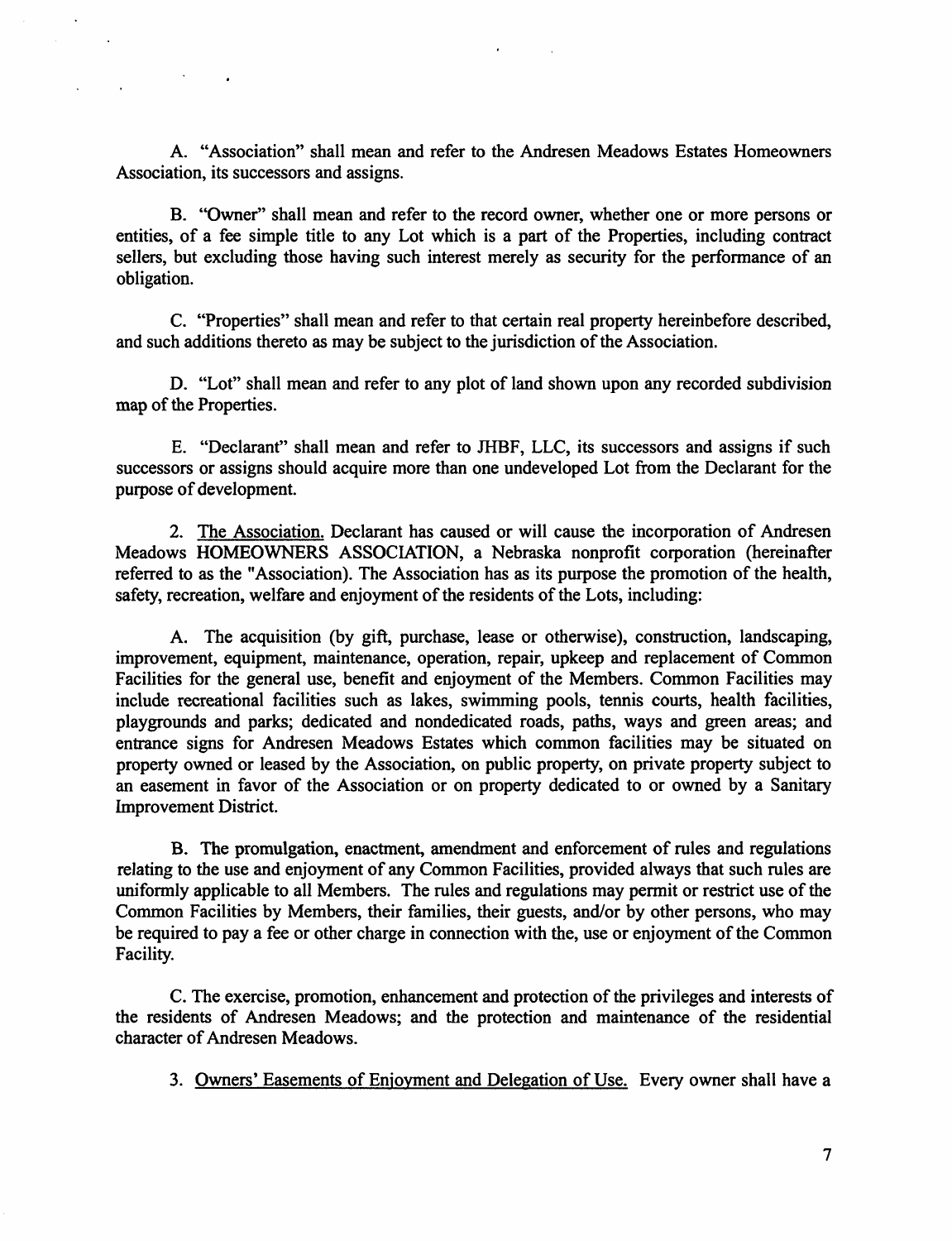A. "Association" shall mean and refer to the Andresen Meadows Estates Homeowners Association, its successors and assigns.

B. "Owner" shall mean and refer to the record owner, whether one or more persons or entities, of a fee simple title to any Lot which is a part of the Properties, including contract sellers, but excluding those having such interest merely as security for the performance of an obligation.

C. "Properties" shall mean and refer to that certain real property hereinbefore described, and such additions thereto as may be subject to the jurisdiction of the Association.

D. "Lot" shall mean and refer to any plot of land shown upon any recorded subdivision map of the Properties.

E. "Declarant" shall mean and refer to JHBF, LLC, its successors and assigns if such successors or assigns should acquire more than one undeveloped Lot from the Declarant for the purpose of development.

2. The Association. Declarant has caused or will cause the incorporation of Andresen Meadows HOMEOWNERS ASSOCIATION, a Nebraska nonprofit corporation (hereinafter referred to as the "Association). The Association has as its purpose the promotion of the health, safety, recreation, welfare and enjoyment of the residents of the Lots, including:

A. The acquisition (by gift, purchase, lease or otherwise), construction, landscaping, improvement, equipment, maintenance, operation, repair, upkeep and replacement of Common Facilities for the general use, benefit and enjoyment of the Members. Common Facilities may include recreational facilities such as lakes, swimming pools, tennis courts, health facilities, playgrounds and parks; dedicated and nondedicated roads, paths, ways and green areas; and entrance signs for Andresen Meadows Estates which common facilities may be situated on property owned or leased by the Association, on public property, on private property subject to an easement in favor of the Association or on property dedicated to or owned by a Sanitary Improvement District.

B. The promulgation, enactment, amendment and enforcement of rules and regulations relating to the use and enjoyment of any Common Facilities, provided always that such rules are uniformly applicable to all Members. The rules and regulations may permit or restrict use of the Common Facilities by Members, their families, their guests, and/or by other persons, who may be required to pay a fee or other charge in connection with the, use or enjoyment of the Common Facility.

C. The exercise, promotion, enhancement and protection of the privileges and interests of the residents of Andresen Meadows; and the protection and maintenance of the residential character of Andresen Meadows.

3. Owners' Easements of Enjoyment and Delegation of Use. Every owner shall have a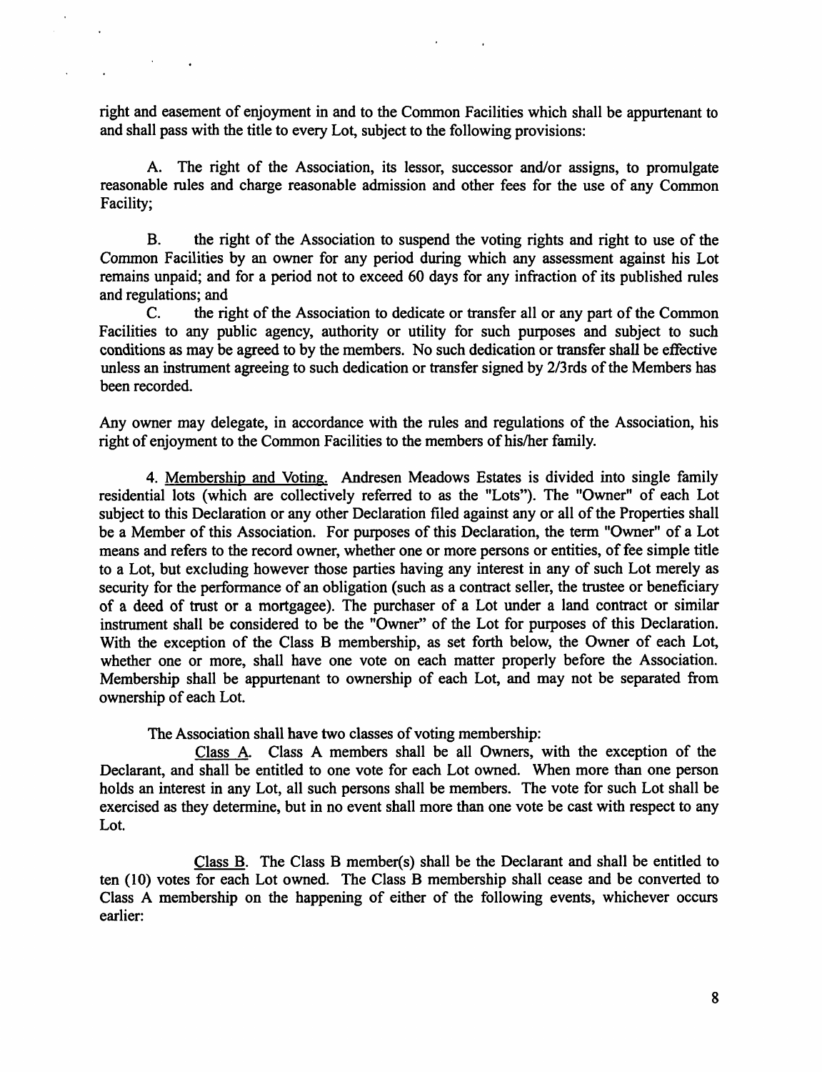right and easement of enjoyment in and to the Common Facilities which shall be appurtenant to and shall pass with the title to every Lot, subject to the following provisions:

A. The right of the Association, its lessor, successor and/or assigns, to promulgate reasonable rules and charge reasonable admission and other fees for the use of any Common Facility;

B. the right of the Association to suspend the voting rights and right to use of the Common Facilities by an owner for any period during which any assessment against his Lot remains unpaid; and for a period not to exceed 60 days for any infraction of its published rules and regulations; and

C. the right of the Association to dedicate or transfer all or any part of the Common Facilities to any public agency, authority or utility for such purposes and subject to such conditions as may be agreed to by the members. No such dedication or transfer shall be effective unless an instrument agreeing to such dedication or transfer signed by 2/3rds of the Members has been recorded.

Any owner may delegate, in accordance with the rules and regulations of the Association, his right of enjoyment to the Common Facilities to the members of his/her family.

4. Membership and Voting. Andresen Meadows Estates is divided into single family residential lots (which are collectively referred to as the "Lots"). The "Owner" of each Lot subject to this Declaration or any other Declaration filed against any or all of the Properties shall be a Member of this Association. For purposes of this Declaration, the term "Owner" of a Lot means and refers to the record owner, whether one or more persons or entities, of fee simple title to a Lot, but excluding however those parties having any interest in any of such Lot merely as security for the performance of an obligation (such as a contract seller, the trustee or beneficiary of a deed of trust or a mortgagee). The purchaser of a Lot under a land contract or similar instrument shall be considered to be the "Owner" of the Lot for purposes of this Declaration. With the exception of the Class B membership, as set forth below, the Owner of each Lot, whether one or more, shall have one vote on each matter properly before the Association. Membership shall be appurtenant to ownership of each Lot, and may not be separated from ownership of each Lot.

The Association shall have two classes of voting membership:

Class A. Class A members shall be all Owners, with the exception of the Declarant, and shall be entitled to one vote for each Lot owned. When more than one person holds an interest in any Lot, all such persons shall be members. The vote for such Lot shall be exercised as they determine, but in no event shall more than one vote be cast with respect to any Lot.

Class B. The Class B member(s) shall be the Declarant and shall be entitled to ten (10) votes for each Lot owned. The Class B membership shall cease and be converted to Class A membership on the happening of either of the following events, whichever occurs earlier: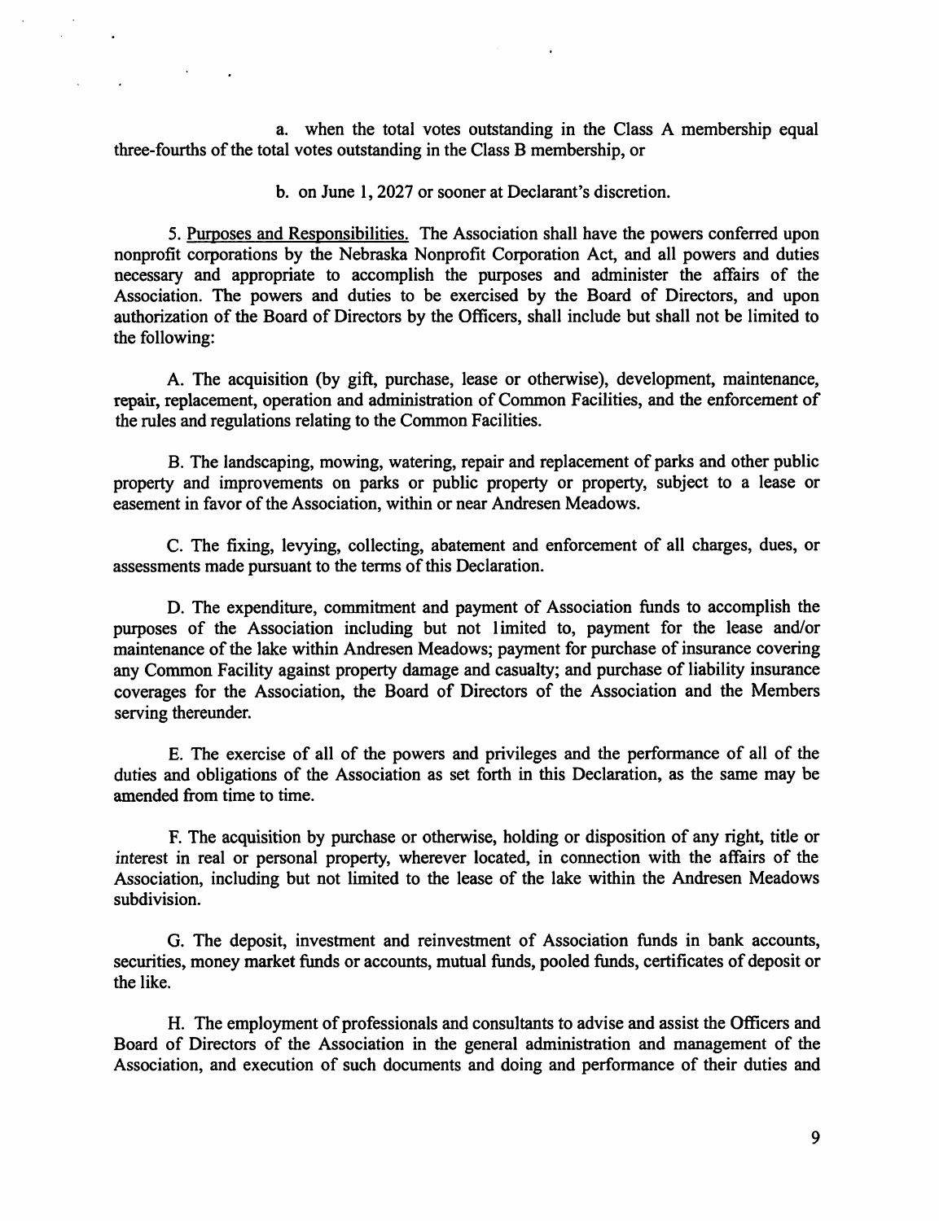a. when the total votes outstanding in the Class A membership equal three-fourths of the total votes outstanding in the Class B membership, or

b. on June 1, 2027 or sooner at Declarant's discretion.

5. Purposes and Responsibilities. The Association shall have the powers conferred upon nonprofit corporations by the Nebraska Nonprofit Corporation Act, and all powers and duties necessary and appropriate to accomplish the purposes and administer the affairs of the Association. The powers and duties to be exercised by the Board of Directors, and upon authorization of the Board of Directors by the Officers, shall include but shall not be limited to the following:

A. The acquisition (by gift, purchase, lease or otherwise), development, maintenance, repair, replacement, operation and administration of Common Facilities, and the enforcement of the rules and regulations relating to the Common Facilities.

B. The landscaping, mowing, watering, repair and replacement of parks and other public property and improvements on parks or public property or property, subject to a lease or easement in favor of the Association, within or near Andresen Meadows.

C. The fixing, levying, collecting, abatement and enforcement of all charges, dues, or assessments made pursuant to the terms of this Declaration.

D. The expenditure, commitment and payment of Association funds to accomplish the purposes of the Association including but not limited to, payment for the lease and/or maintenance of the lake within Andresen Meadows; payment for purchase of insurance covering any Common Facility against property damage and casualty; and purchase of liability insurance coverages for the Association, the Board of Directors of the Association and the Members serving thereunder.

E. The exercise of all of the powers and privileges and the performance of all of the duties and obligations of the Association as set forth in this Declaration, as the same may be amended from time to time.

F. The acquisition by purchase or otherwise, holding or disposition of any right, title or interest in real or personal property, wherever located, in connection with the affairs of the Association, including but not limited to the lease of the lake within the Andresen Meadows subdivision.

G. The deposit, investment and reinvestment of Association funds in bank accounts, securities, money market funds or accounts, mutual funds, pooled funds, certificates of deposit or the like.

H. The employment of professionals and consultants to advise and assist the Officers and Board of Directors of the Association in the general administration and management of the Association, and execution of such documents and doing and performance of their duties and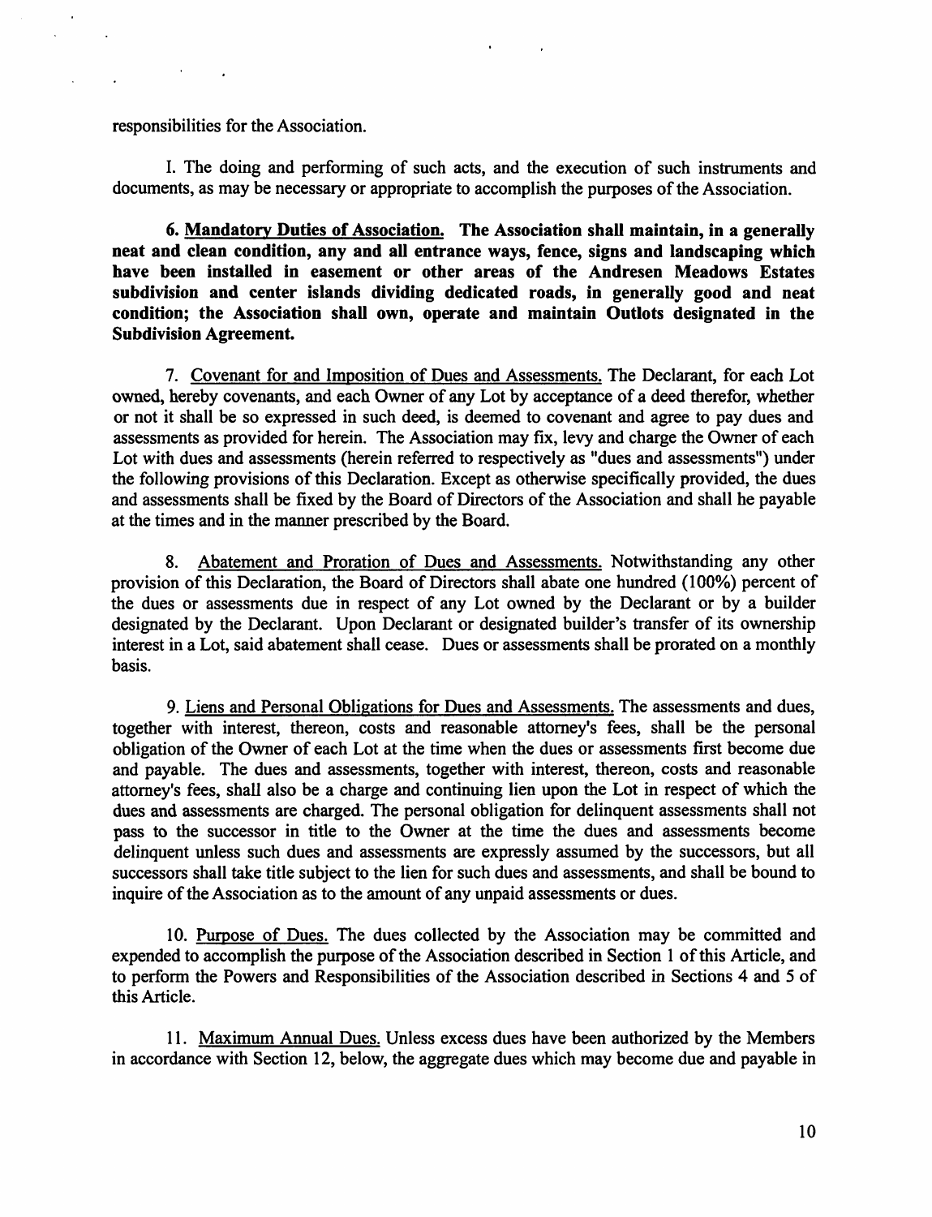responsibilities for the Association.

I. The doing and performing of such acts, and the execution of such instruments and documents, as may be necessary or appropriate to accomplish the purposes of the Association.

**6. <u>Mandatory Duties of Association.</u> The Association shall maintain, in a generally neat and clean condition, any and all entrance ways, fence, signs and landscaping which have been installed in easement or other areas of the Andresen Meadows Estates subdivision and center islands dividing dedicated roads, in generally good and neat condition; the Association shall own, operate and maintain Outlots designated in the Subdivision Agreement.**

7. <u>Covenant for and Imposition of Dues and Assessments.</u> The Declarant, for each Lot owned, hereby covenants, and each Owner of any Lot by acceptance of a deed therefor, whether or not it shall be so expressed in such deed, is deemed to covenant and agree to pay dues and assessments as provided for herein. The Association may fix, levy and charge the Owner of each Lot with dues and assessments (herein referred to respectively as "dues and assessments") under the following provisions of this Declaration. Except as otherwise specifically provided, the dues and assessments shall be fixed by the Board of Directors of the Association and shall he payable at the times and in the manner prescribed by the Board.

8. <u>Abatement and Proration of Dues and Assessments.</u> Notwithstanding any other provision of this Declaration, the Board of Directors shall abate one hundred (100%) percent of the dues or assessments due in respect of any Lot owned by the Declarant or by a builder designated by the Declarant. Upon Declarant or designated builder's transfer of its ownership interest in a Lot, said abatement shall cease. Dues or assessments shall be prorated on a monthly basis.

9. <u>Liens and Personal Obligations for Dues and Assessments.</u> The assessments and dues, together with interest, thereon, costs and reasonable attorney's fees, shall be the personal obligation of the Owner of each Lot at the time when the dues or assessments first become due and payable. The dues and assessments, together with interest, thereon, costs and reasonable attorney's fees, shall also be a charge and continuing lien upon the Lot in respect of which the dues and assessments are charged. The personal obligation for delinquent assessments shall not pass to the successor in title to the Owner at the time the dues and assessments become delinquent unless such dues and assessments are expressly assumed by the successors, but all successors shall take title subject to the lien for such dues and assessments, and shall be bound to inquire of the Association as to the amount of any unpaid assessments or dues.

10. <u>Purpose of Dues.</u> The dues collected by the Association may be committed and expended to accomplish the purpose of the Association described in Section 1 of this Article, and to perform the Powers and Responsibilities of the Association described in Sections 4 and 5 of this Article.

11. <u>Maximum Annual Dues.</u> Unless excess dues have been authorized by the Members in accordance with Section 12, below, the aggregate dues which may become due and payable in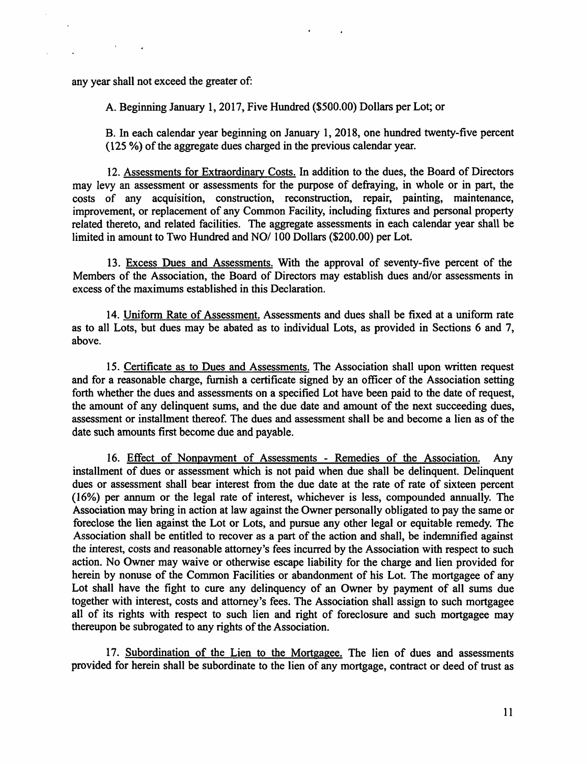any year shall not exceed the greater of:

A. Beginning January 1, 2017, Five Hundred ($500.00) Dollars per Lot; or

B. In each calendar year beginning on January 1, 2018, one hundred twenty-five percent (125 %) of the aggregate dues charged in the previous calendar year.

12. Assessments for Extraordinary Costs. In addition to the dues, the Board of Directors may levy an assessment or assessments for the purpose of defraying, in whole or in part, the costs of any acquisition, construction, reconstruction, repair, painting, maintenance, improvement, or replacement of any Common Facility, including fixtures and personal property related thereto, and related facilities. The aggregate assessments in each calendar year shall be limited in amount to Two Hundred and NO/ 100 Dollars ($200.00) per Lot.

13. Excess Dues and Assessments. With the approval of seventy-five percent of the Members of the Association, the Board of Directors may establish dues and/or assessments in excess of the maximums established in this Declaration.

14. Uniform Rate of Assessment. Assessments and dues shall be fixed at a uniform rate as to all Lots, but dues may be abated as to individual Lots, as provided in Sections 6 and 7, above.

15. Certificate as to Dues and Assessments. The Association shall upon written request and for a reasonable charge, furnish a certificate signed by an officer of the Association setting forth whether the dues and assessments on a specified Lot have been paid to the date of request, the amount of any delinquent sums, and the due date and amount of the next succeeding dues, assessment or installment thereof. The dues and assessment shall be and become a lien as of the date such amounts first become due and payable.

16. Effect of Nonpayment of Assessments - Remedies of the Association. Any installment of dues or assessment which is not paid when due shall be delinquent. Delinquent dues or assessment shall bear interest from the due date at the rate of rate of sixteen percent (16%) per annum or the legal rate of interest, whichever is less, compounded annually. The Association may bring in action at law against the Owner personally obligated to pay the same or foreclose the lien against the Lot or Lots, and pursue any other legal or equitable remedy. The Association shall be entitled to recover as a part of the action and shall, be indemnified against the interest, costs and reasonable attorney's fees incurred by the Association with respect to such action. No Owner may waive or otherwise escape liability for the charge and lien provided for herein by nonuse of the Common Facilities or abandonment of his Lot. The mortgagee of any Lot shall have the fight to cure any delinquency of an Owner by payment of all sums due together with interest, costs and attorney's fees. The Association shall assign to such mortgagee all of its rights with respect to such lien and right of foreclosure and such mortgagee may thereupon be subrogated to any rights of the Association.

17. Subordination of the Lien to the Mortgagee. The lien of dues and assessments provided for herein shall be subordinate to the lien of any mortgage, contract or deed of trust as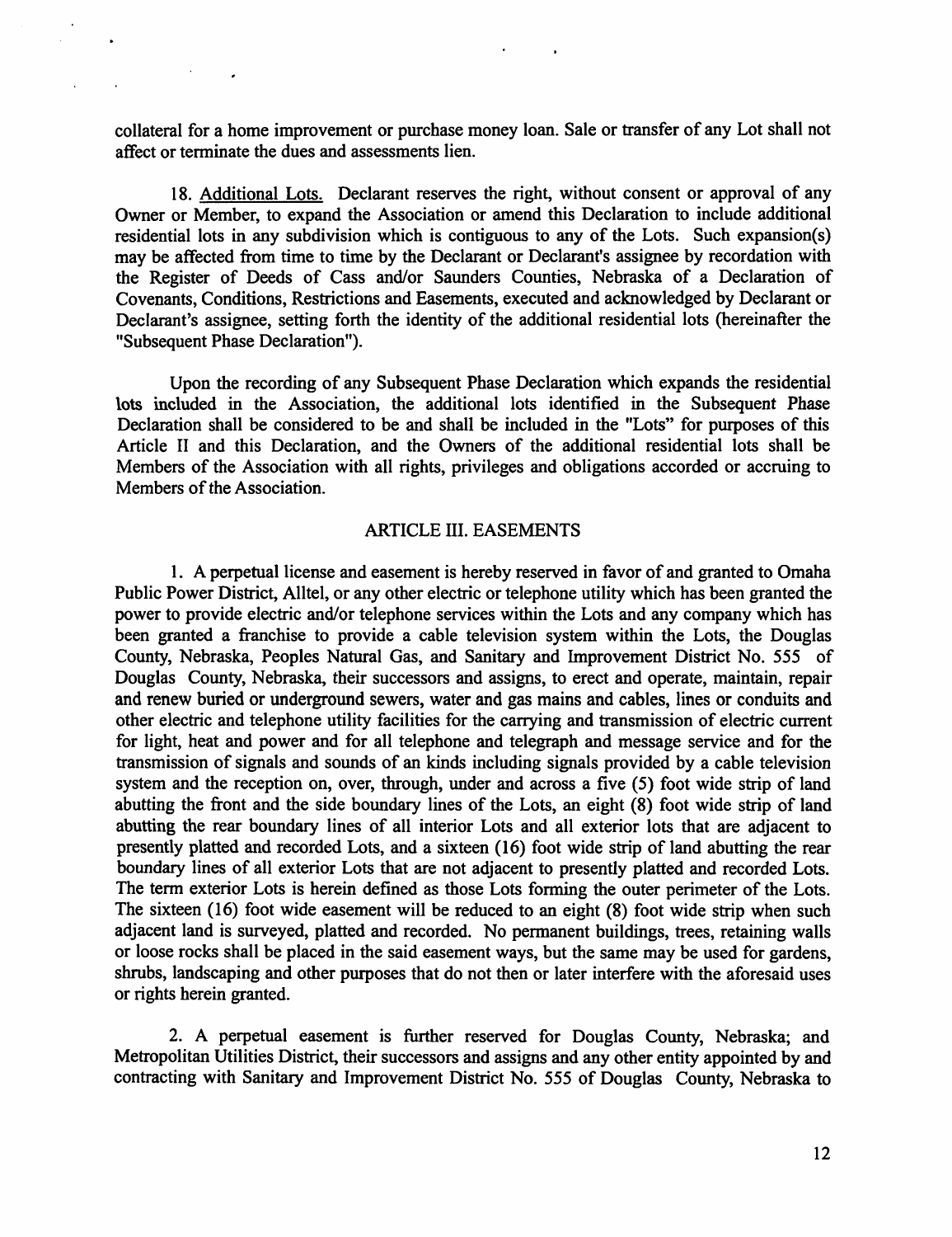collateral for a home improvement or purchase money loan. Sale or transfer of any Lot shall not affect or terminate the dues and assessments lien.

18. Additional Lots. Declarant reserves the right, without consent or approval of any Owner or Member, to expand the Association or amend this Declaration to include additional residential lots in any subdivision which is contiguous to any of the Lots. Such expansion(s) may be affected from time to time by the Declarant or Declarant's assignee by recordation with the Register of Deeds of Cass and/or Saunders Counties, Nebraska of a Declaration of Covenants, Conditions, Restrictions and Easements, executed and acknowledged by Declarant or Declarant's assignee, setting forth the identity of the additional residential lots (hereinafter the "Subsequent Phase Declaration").

Upon the recording of any Subsequent Phase Declaration which expands the residential lots included in the Association, the additional lots identified in the Subsequent Phase Declaration shall be considered to be and shall be included in the "Lots" for purposes of this Article II and this Declaration, and the Owners of the additional residential lots shall be Members of the Association with all rights, privileges and obligations accorded or accruing to Members of the Association.

## ARTICLE III. EASEMENTS

1. A perpetual license and easement is hereby reserved in favor of and granted to Omaha Public Power District, Alltel, or any other electric or telephone utility which has been granted the power to provide electric and/or telephone services within the Lots and any company which has been granted a franchise to provide a cable television system within the Lots, the Douglas County, Nebraska, Peoples Natural Gas, and Sanitary and Improvement District No. 555 of Douglas County, Nebraska, their successors and assigns, to erect and operate, maintain, repair and renew buried or underground sewers, water and gas mains and cables, lines or conduits and other electric and telephone utility facilities for the carrying and transmission of electric current for light, heat and power and for all telephone and telegraph and message service and for the transmission of signals and sounds of an kinds including signals provided by a cable television system and the reception on, over, through, under and across a five (5) foot wide strip of land abutting the front and the side boundary lines of the Lots, an eight (8) foot wide strip of land abutting the rear boundary lines of all interior Lots and all exterior lots that are adjacent to presently platted and recorded Lots, and a sixteen (16) foot wide strip of land abutting the rear boundary lines of all exterior Lots that are not adjacent to presently platted and recorded Lots. The term exterior Lots is herein defined as those Lots forming the outer perimeter of the Lots. The sixteen (16) foot wide easement will be reduced to an eight (8) foot wide strip when such adjacent land is surveyed, platted and recorded. No permanent buildings, trees, retaining walls or loose rocks shall be placed in the said easement ways, but the same may be used for gardens, shrubs, landscaping and other purposes that do not then or later interfere with the aforesaid uses or rights herein granted.

2. A perpetual easement is further reserved for Douglas County, Nebraska; and Metropolitan Utilities District, their successors and assigns and any other entity appointed by and contracting with Sanitary and Improvement District No. 555 of Douglas County, Nebraska to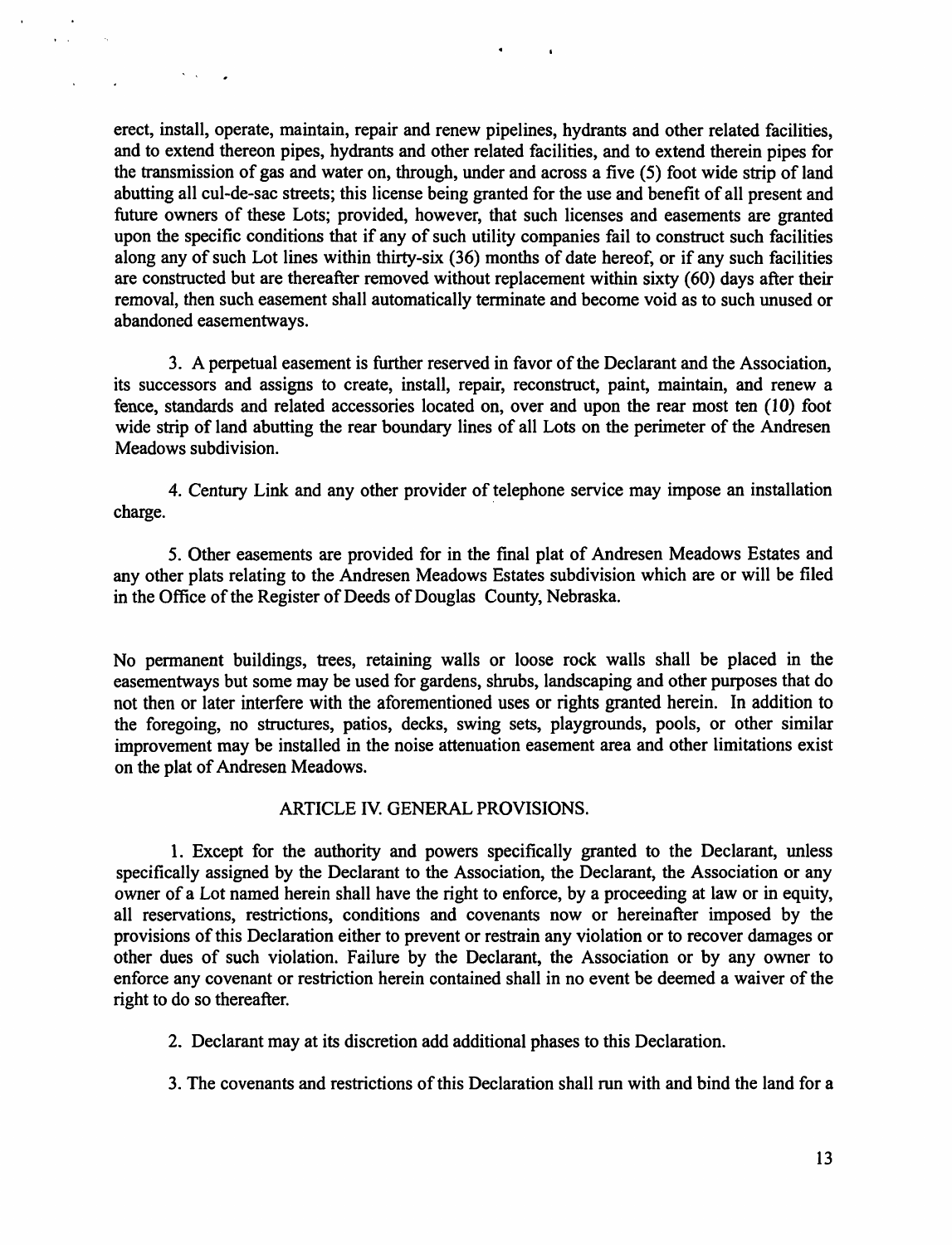erect, install, operate, maintain, repair and renew pipelines, hydrants and other related facilities, and to extend thereon pipes, hydrants and other related facilities, and to extend therein pipes for the transmission of gas and water on, through, under and across a five (5) foot wide strip of land abutting all cul-de-sac streets; this license being granted for the use and benefit of all present and future owners of these Lots; provided, however, that such licenses and easements are granted upon the specific conditions that if any of such utility companies fail to construct such facilities along any of such Lot lines within thirty-six (36) months of date hereof, or if any such facilities are constructed but are thereafter removed without replacement within sixty (60) days after their removal, then such easement shall automatically terminate and become void as to such unused or abandoned easementways.

3. A perpetual easement is further reserved in favor of the Declarant and the Association, its successors and assigns to create, install, repair, reconstruct, paint, maintain, and renew a fence, standards and related accessories located on, over and upon the rear most ten (10) foot wide strip of land abutting the rear boundary lines of all Lots on the perimeter of the Andresen Meadows subdivision.

4. Century Link and any other provider of telephone service may impose an installation charge.

5. Other easements are provided for in the final plat of Andresen Meadows Estates and any other plats relating to the Andresen Meadows Estates subdivision which are or will be filed in the Office of the Register of Deeds of Douglas County, Nebraska.

No permanent buildings, trees, retaining walls or loose rock walls shall be placed in the easementways but some may be used for gardens, shrubs, landscaping and other purposes that do not then or later interfere with the aforementioned uses or rights granted herein. In addition to the foregoing, no structures, patios, decks, swing sets, playgrounds, pools, or other similar improvement may be installed in the noise attenuation easement area and other limitations exist on the plat of Andresen Meadows.

## ARTICLE IV. GENERAL PROVISIONS.

1. Except for the authority and powers specifically granted to the Declarant, unless specifically assigned by the Declarant to the Association, the Declarant, the Association or any owner of a Lot named herein shall have the right to enforce, by a proceeding at law or in equity, all reservations, restrictions, conditions and covenants now or hereinafter imposed by the provisions of this Declaration either to prevent or restrain any violation or to recover damages or other dues of such violation. Failure by the Declarant, the Association or by any owner to enforce any covenant or restriction herein contained shall in no event be deemed a waiver of the right to do so thereafter.

2. Declarant may at its discretion add additional phases to this Declaration.

3. The covenants and restrictions of this Declaration shall run with and bind the land for a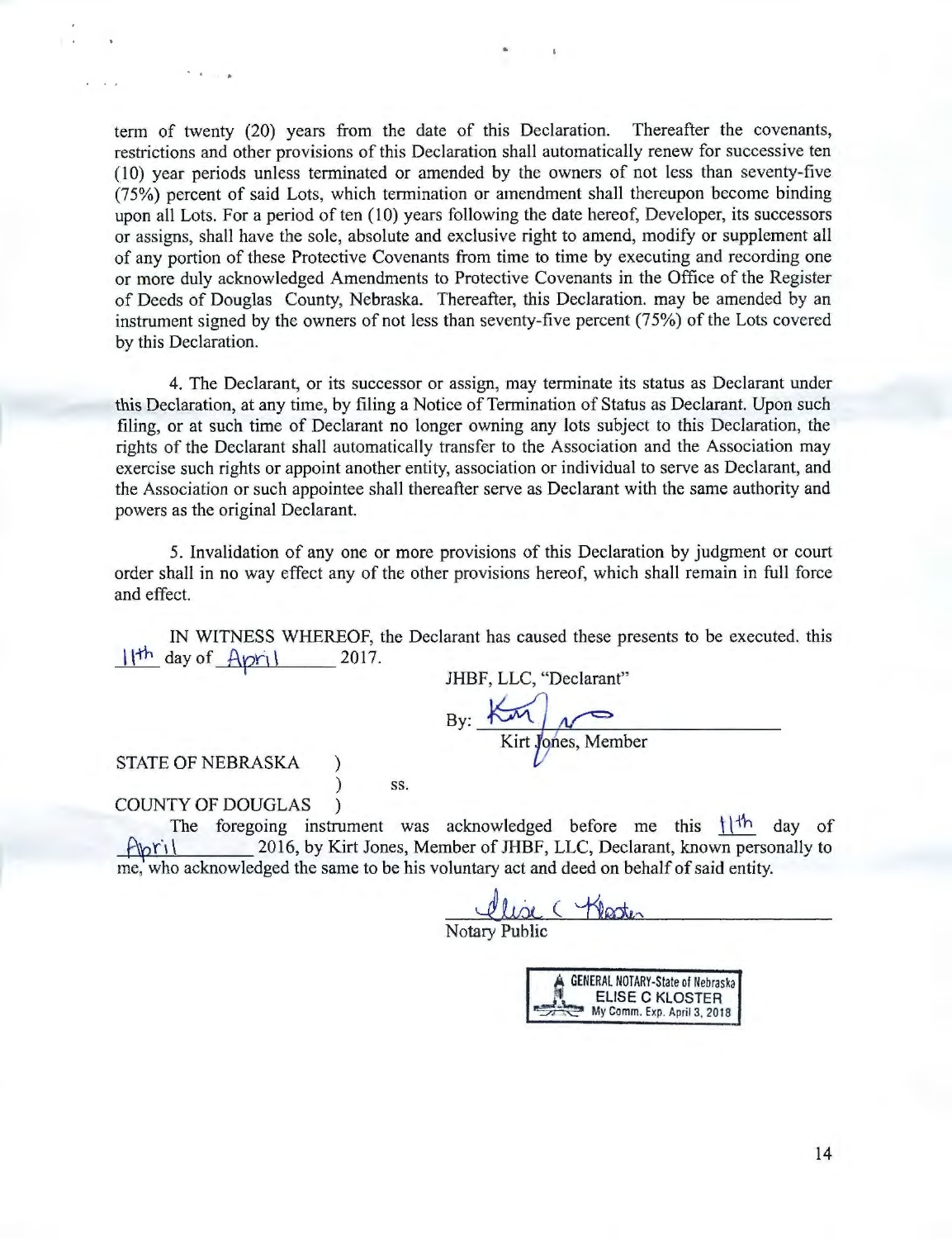term of twenty (20) years from the date of this Declaration. Thereafter the covenants, restrictions and other provisions of this Declaration shall automatically renew for successive ten (10) year periods unless terminated or amended by the owners of not less than seventy-five (75%) percent of said Lots, which termination or amendment shall thereupon become binding upon all Lots. For a period of ten (10) years following the date hereof, Developer, its successors or assigns, shall have the sole, absolute and exclusive right to amend, modify or supplement all of any portion of these Protective Covenants from time to time by executing and recording one or more duly acknowledged Amendments to Protective Covenants in the Office of the Register of Deeds of Douglas County, Nebraska. Thereafter, this Declaration. may be amended by an instrument signed by the owners of not less than seventy-five percent (75%) of the Lots covered by this Declaration.

4. The Declarant, or its successor or assign, may terminate its status as Declarant under this Declaration, at any time, by filing a Notice of Termination of Status as Declarant. Upon such filing, or at such time of Declarant no longer owning any lots subject to this Declaration, the rights of the Declarant shall automatically transfer to the Association and the Association may exercise such rights or appoint another entity, association or individual to serve as Declarant, and the Association or such appointee shall thereafter serve as Declarant with the same authority and powers as the original Declarant.

5. Invalidation of any one or more provisions of this Declaration by judgment or court order shall in no way effect any of the other provisions hereof, which shall remain in full force and effect.

IN WITNESS WHEREOF, the Declarant has caused these presents to be executed. this 11th day of April 2017.

JHBF, LLC, "Declarant"

By: ______________________
Kirt Jones, Member

STATE OF NEBRASKA )
) ss.
COUNTY OF DOUGLAS )

The foregoing instrument was acknowledged before me this 11th day of April 2016, by Kirt Jones, Member of JHBF, LLC, Declarant, known personally to me, who acknowledged the same to be his voluntary act and deed on behalf of said entity.

______________________
Notary Public

GENERAL NOTARY-State of Nebraska
ELISE C KLOSTER
My Comm. Exp. April 3, 2018